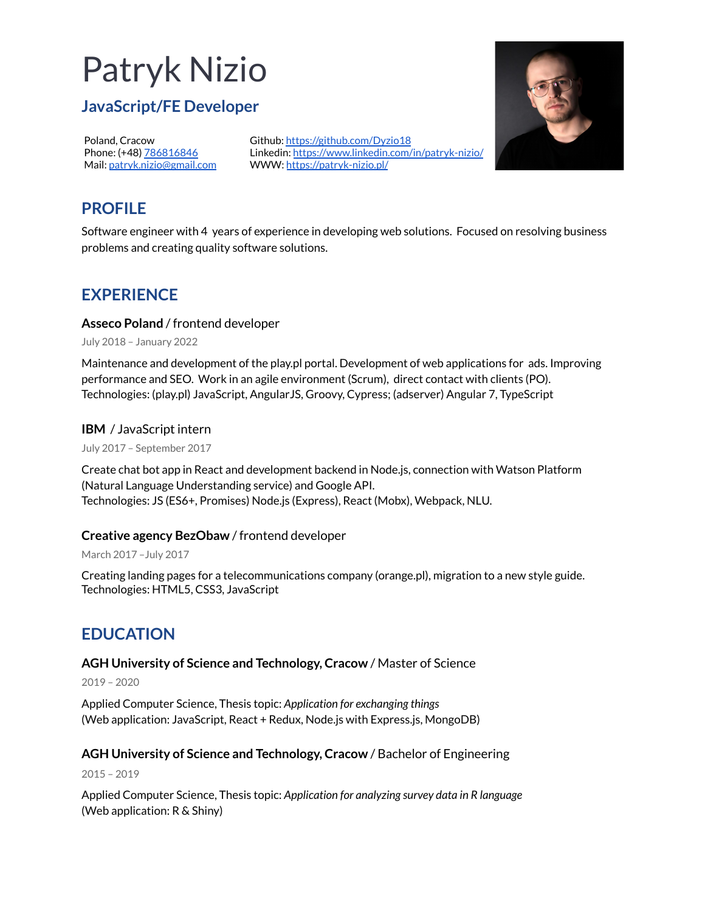# Patryk Nizio

## JavaScript/FE Developer

Poland, Cracow
Phone: (+48) 786816846
Mail: patryk.nizio@gmail.com

Github: https://github.com/Dyzio18
Linkedin: https://www.linkedin.com/in/patryk-nizio/
WWW: https://patryk-nizio.pl/

## PROFILE

Software engineer with 4 years of experience in developing web solutions. Focused on resolving business problems and creating quality software solutions.

## EXPERIENCE

### **Asseco Poland** / frontend developer

July 2018 – January 2022

Maintenance and development of the play.pl portal. Development of web applications for ads. Improving performance and SEO. Work in an agile environment (Scrum), direct contact with clients (PO).
Technologies: (play.pl) JavaScript, AngularJS, Groovy, Cypress; (adserver) Angular 7, TypeScript

### **IBM** / JavaScript intern

July 2017 – September 2017

Create chat bot app in React and development backend in Node.js, connection with Watson Platform (Natural Language Understanding service) and Google API.
Technologies: JS (ES6+, Promises) Node.js (Express), React (Mobx), Webpack, NLU.

### **Creative agency BezObaw** / frontend developer

March 2017 –July 2017

Creating landing pages for a telecommunications company (orange.pl), migration to a new style guide.
Technologies: HTML5, CSS3, JavaScript

## EDUCATION

### **AGH University of Science and Technology, Cracow** / Master of Science

2019 – 2020

Applied Computer Science, Thesis topic: *Application for exchanging things*
(Web application: JavaScript, React + Redux, Node.js with Express.js, MongoDB)

### **AGH University of Science and Technology, Cracow** / Bachelor of Engineering

2015 – 2019

Applied Computer Science, Thesis topic: *Application for analyzing survey data in R language*
(Web application: R & Shiny)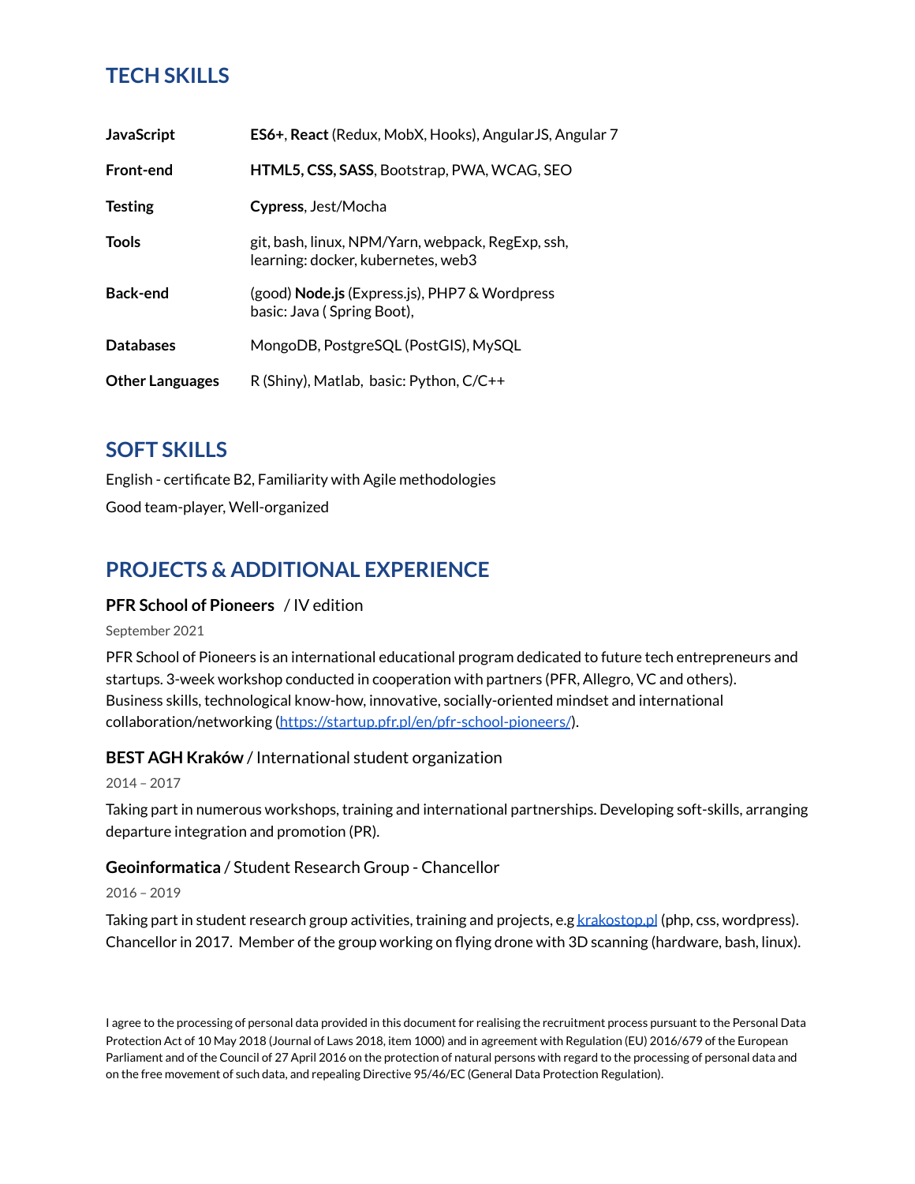## TECH SKILLS

| | |
|---|---|
| **JavaScript** | **ES6+**, **React** (Redux, MobX, Hooks), AngularJS, Angular 7 |
| **Front-end** | **HTML5, CSS, SASS**, Bootstrap, PWA, WCAG, SEO |
| **Testing** | **Cypress**, Jest/Mocha |
| **Tools** | git, bash, linux, NPM/Yarn, webpack, RegExp, ssh,<br>learning: docker, kubernetes, web3 |
| **Back-end** | (good) **Node.js** (Express.js), PHP7 & Wordpress<br>basic: Java ( Spring Boot), |
| **Databases** | MongoDB, PostgreSQL (PostGIS), MySQL |
| **Other Languages** | R (Shiny), Matlab, basic: Python, C/C++ |

## SOFT SKILLS

English - certificate B2, Familiarity with Agile methodologies

Good team-player, Well-organized

## PROJECTS & ADDITIONAL EXPERIENCE

### **PFR School of Pioneers** / IV edition

September 2021

PFR School of Pioneers is an international educational program dedicated to future tech entrepreneurs and startups. 3-week workshop conducted in cooperation with partners (PFR, Allegro, VC and others). Business skills, technological know-how, innovative, socially-oriented mindset and international collaboration/networking ([https://startup.pfr.pl/en/pfr-school-pioneers/](https://startup.pfr.pl/en/pfr-school-pioneers/)).

### **BEST AGH Kraków** / International student organization

2014 – 2017

Taking part in numerous workshops, training and international partnerships. Developing soft-skills, arranging departure integration and promotion (PR).

### **Geoinformatica** / Student Research Group - Chancellor

2016 – 2019

Taking part in student research group activities, training and projects, e.g [krakostop.pl](krakostop.pl) (php, css, wordpress). Chancellor in 2017. Member of the group working on flying drone with 3D scanning (hardware, bash, linux).

I agree to the processing of personal data provided in this document for realising the recruitment process pursuant to the Personal Data Protection Act of 10 May 2018 (Journal of Laws 2018, item 1000) and in agreement with Regulation (EU) 2016/679 of the European Parliament and of the Council of 27 April 2016 on the protection of natural persons with regard to the processing of personal data and on the free movement of such data, and repealing Directive 95/46/EC (General Data Protection Regulation).